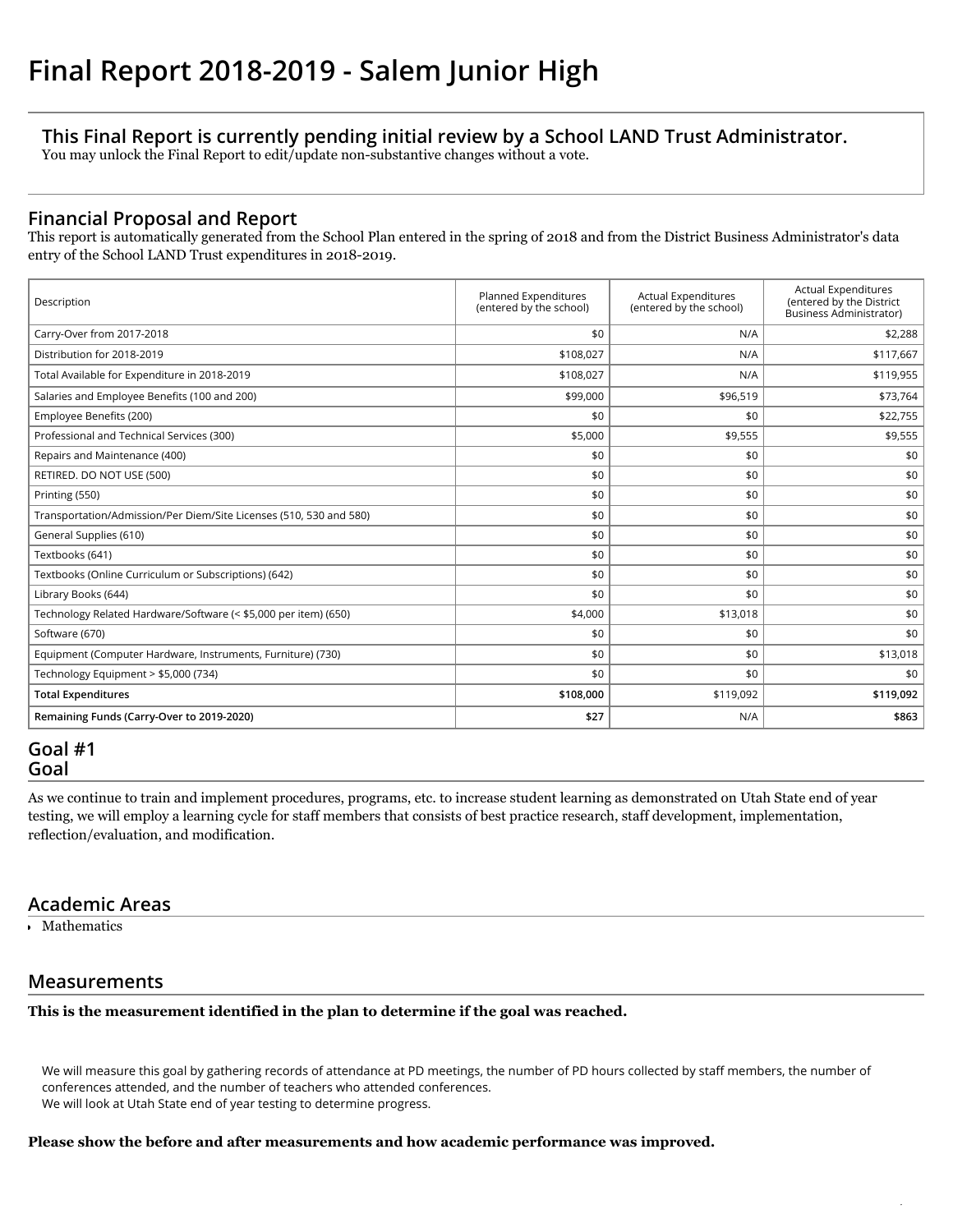# Final Report 2018-2019 - Salem Junior High

### This Final Report is currently pending initial review by a School LAND Trust Administrator.

You may unlock the Final Report to edit/update non-substantive changes without a vote.

## Financial Proposal and Report

This report is automatically generated from the School Plan entered in the spring of 2018 and from the District Business Administrator's data entry of the School LAND Trust expenditures in 2018-2019.

| Description | Planned Expenditures (entered by the school) | Actual Expenditures (entered by the school) | Actual Expenditures (entered by the District Business Administrator) |
|---|---|---|---|
| Carry-Over from 2017-2018 | $0 | N/A | $2,288 |
| Distribution for 2018-2019 | $108,027 | N/A | $117,667 |
| Total Available for Expenditure in 2018-2019 | $108,027 | N/A | $119,955 |
| Salaries and Employee Benefits (100 and 200) | $99,000 | $96,519 | $73,764 |
| Employee Benefits (200) | $0 | $0 | $22,755 |
| Professional and Technical Services (300) | $5,000 | $9,555 | $9,555 |
| Repairs and Maintenance (400) | $0 | $0 | $0 |
| RETIRED. DO NOT USE (500) | $0 | $0 | $0 |
| Printing (550) | $0 | $0 | $0 |
| Transportation/Admission/Per Diem/Site Licenses (510, 530 and 580) | $0 | $0 | $0 |
| General Supplies (610) | $0 | $0 | $0 |
| Textbooks (641) | $0 | $0 | $0 |
| Textbooks (Online Curriculum or Subscriptions) (642) | $0 | $0 | $0 |
| Library Books (644) | $0 | $0 | $0 |
| Technology Related Hardware/Software (< $5,000 per item) (650) | $4,000 | $13,018 | $0 |
| Software (670) | $0 | $0 | $0 |
| Equipment (Computer Hardware, Instruments, Furniture) (730) | $0 | $0 | $13,018 |
| Technology Equipment > $5,000 (734) | $0 | $0 | $0 |
| **Total Expenditures** | **$108,000** | $119,092 | **$119,092** |
| **Remaining Funds (Carry-Over to 2019-2020)** | **$27** | N/A | **$863** |

## Goal #1

## Goal

As we continue to train and implement procedures, programs, etc. to increase student learning as demonstrated on Utah State end of year testing, we will employ a learning cycle for staff members that consists of best practice research, staff development, implementation, reflection/evaluation, and modification.

## Academic Areas

- Mathematics

## Measurements

**This is the measurement identified in the plan to determine if the goal was reached.**

We will measure this goal by gathering records of attendance at PD meetings, the number of PD hours collected by staff members, the number of conferences attended, and the number of teachers who attended conferences.
We will look at Utah State end of year testing to determine progress.

**Please show the before and after measurements and how academic performance was improved.**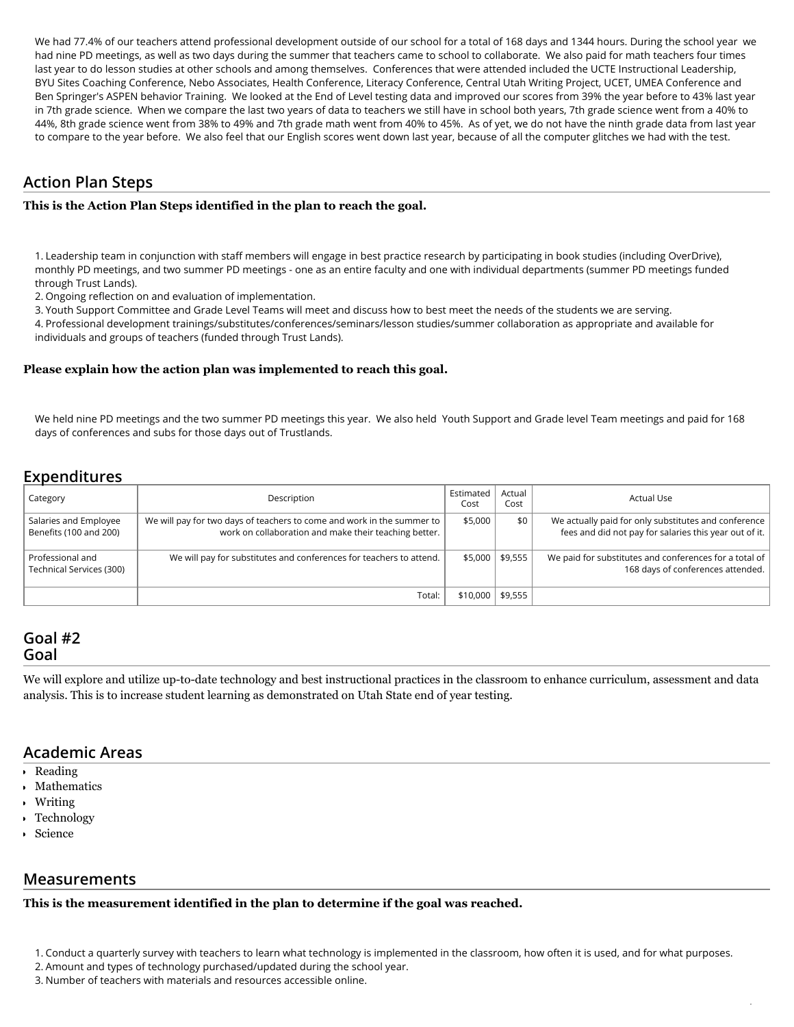We had 77.4% of our teachers attend professional development outside of our school for a total of 168 days and 1344 hours. During the school year we had nine PD meetings, as well as two days during the summer that teachers came to school to collaborate. We also paid for math teachers four times last year to do lesson studies at other schools and among themselves. Conferences that were attended included the UCTE Instructional Leadership, BYU Sites Coaching Conference, Nebo Associates, Health Conference, Literacy Conference, Central Utah Writing Project, UCET, UMEA Conference and Ben Springer's ASPEN behavior Training. We looked at the End of Level testing data and improved our scores from 39% the year before to 43% last year in 7th grade science. When we compare the last two years of data to teachers we still have in school both years, 7th grade science went from a 40% to 44%, 8th grade science went from 38% to 49% and 7th grade math went from 40% to 45%. As of yet, we do not have the ninth grade data from last year to compare to the year before. We also feel that our English scores went down last year, because of all the computer glitches we had with the test.

## Action Plan Steps

**This is the Action Plan Steps identified in the plan to reach the goal.**

1. Leadership team in conjunction with staff members will engage in best practice research by participating in book studies (including OverDrive), monthly PD meetings, and two summer PD meetings - one as an entire faculty and one with individual departments (summer PD meetings funded through Trust Lands).
2. Ongoing reflection on and evaluation of implementation.
3. Youth Support Committee and Grade Level Teams will meet and discuss how to best meet the needs of the students we are serving.
4. Professional development trainings/substitutes/conferences/seminars/lesson studies/summer collaboration as appropriate and available for individuals and groups of teachers (funded through Trust Lands).

**Please explain how the action plan was implemented to reach this goal.**

We held nine PD meetings and the two summer PD meetings this year. We also held Youth Support and Grade level Team meetings and paid for 168 days of conferences and subs for those days out of Trustlands.

## Expenditures

| Category | Description | Estimated Cost | Actual Cost | Actual Use |
|---|---|---|---|---|
| Salaries and Employee Benefits (100 and 200) | We will pay for two days of teachers to come and work in the summer to work on collaboration and make their teaching better. | $5,000 | $0 | We actually paid for only substitutes and conference fees and did not pay for salaries this year out of it. |
| Professional and Technical Services (300) | We will pay for substitutes and conferences for teachers to attend. | $5,000 | $9,555 | We paid for substitutes and conferences for a total of 168 days of conferences attended. |
| | Total: | $10,000 | $9,555 | |

## Goal #2
## Goal

We will explore and utilize up-to-date technology and best instructional practices in the classroom to enhance curriculum, assessment and data analysis. This is to increase student learning as demonstrated on Utah State end of year testing.

## Academic Areas

- Reading
- Mathematics
- Writing
- Technology
- Science

## Measurements

**This is the measurement identified in the plan to determine if the goal was reached.**

1. Conduct a quarterly survey with teachers to learn what technology is implemented in the classroom, how often it is used, and for what purposes.
2. Amount and types of technology purchased/updated during the school year.
3. Number of teachers with materials and resources accessible online.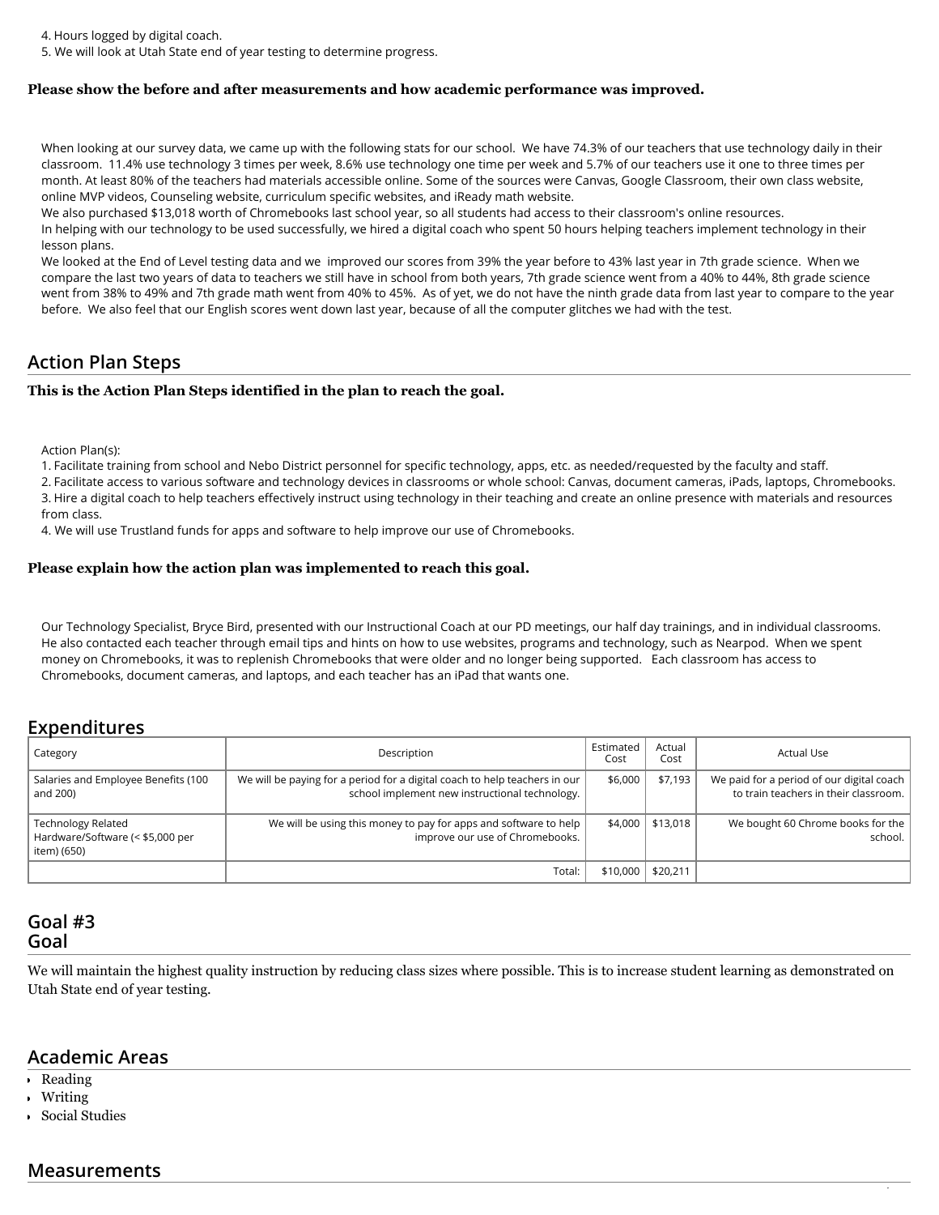4. Hours logged by digital coach.
5. We will look at Utah State end of year testing to determine progress.

**Please show the before and after measurements and how academic performance was improved.**

When looking at our survey data, we came up with the following stats for our school. We have 74.3% of our teachers that use technology daily in their classroom. 11.4% use technology 3 times per week, 8.6% use technology one time per week and 5.7% of our teachers use it one to three times per month. At least 80% of the teachers had materials accessible online. Some of the sources were Canvas, Google Classroom, their own class website, online MVP videos, Counseling website, curriculum specific websites, and iReady math website.
We also purchased $13,018 worth of Chromebooks last school year, so all students had access to their classroom's online resources.
In helping with our technology to be used successfully, we hired a digital coach who spent 50 hours helping teachers implement technology in their lesson plans.
We looked at the End of Level testing data and we improved our scores from 39% the year before to 43% last year in 7th grade science. When we compare the last two years of data to teachers we still have in school from both years, 7th grade science went from a 40% to 44%, 8th grade science went from 38% to 49% and 7th grade math went from 40% to 45%. As of yet, we do not have the ninth grade data from last year to compare to the year before. We also feel that our English scores went down last year, because of all the computer glitches we had with the test.

## Action Plan Steps

**This is the Action Plan Steps identified in the plan to reach the goal.**

Action Plan(s):
1. Facilitate training from school and Nebo District personnel for specific technology, apps, etc. as needed/requested by the faculty and staff.
2. Facilitate access to various software and technology devices in classrooms or whole school: Canvas, document cameras, iPads, laptops, Chromebooks.
3. Hire a digital coach to help teachers effectively instruct using technology in their teaching and create an online presence with materials and resources from class.
4. We will use Trustland funds for apps and software to help improve our use of Chromebooks.

**Please explain how the action plan was implemented to reach this goal.**

Our Technology Specialist, Bryce Bird, presented with our Instructional Coach at our PD meetings, our half day trainings, and in individual classrooms. He also contacted each teacher through email tips and hints on how to use websites, programs and technology, such as Nearpod. When we spent money on Chromebooks, it was to replenish Chromebooks that were older and no longer being supported. Each classroom has access to Chromebooks, document cameras, and laptops, and each teacher has an iPad that wants one.

## Expenditures

| Category | Description | Estimated Cost | Actual Cost | Actual Use |
|---|---|---|---|---|
| Salaries and Employee Benefits (100 and 200) | We will be paying for a period for a digital coach to help teachers in our school implement new instructional technology. | $6,000 | $7,193 | We paid for a period of our digital coach to train teachers in their classroom. |
| Technology Related Hardware/Software (< $5,000 per item) (650) | We will be using this money to pay for apps and software to help improve our use of Chromebooks. | $4,000 | $13,018 | We bought 60 Chrome books for the school. |
| | Total: | $10,000 | $20,211 | |

## Goal #3
## Goal

We will maintain the highest quality instruction by reducing class sizes where possible. This is to increase student learning as demonstrated on Utah State end of year testing.

## Academic Areas

- Reading
- Writing
- Social Studies

## Measurements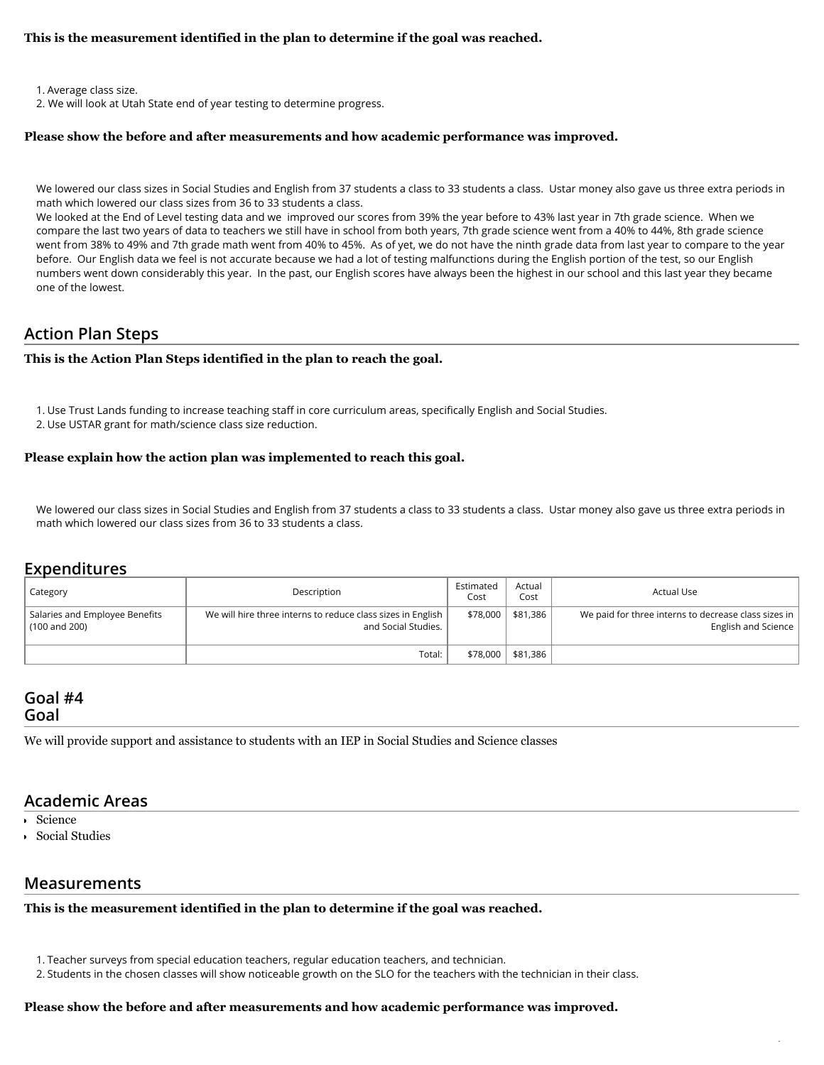**This is the measurement identified in the plan to determine if the goal was reached.**

1. Average class size.
2. We will look at Utah State end of year testing to determine progress.

**Please show the before and after measurements and how academic performance was improved.**

We lowered our class sizes in Social Studies and English from 37 students a class to 33 students a class. Ustar money also gave us three extra periods in math which lowered our class sizes from 36 to 33 students a class.
We looked at the End of Level testing data and we improved our scores from 39% the year before to 43% last year in 7th grade science. When we compare the last two years of data to teachers we still have in school from both years, 7th grade science went from a 40% to 44%, 8th grade science went from 38% to 49% and 7th grade math went from 40% to 45%. As of yet, we do not have the ninth grade data from last year to compare to the year before. Our English data we feel is not accurate because we had a lot of testing malfunctions during the English portion of the test, so our English numbers went down considerably this year. In the past, our English scores have always been the highest in our school and this last year they became one of the lowest.

## Action Plan Steps

**This is the Action Plan Steps identified in the plan to reach the goal.**

1. Use Trust Lands funding to increase teaching staff in core curriculum areas, specifically English and Social Studies.
2. Use USTAR grant for math/science class size reduction.

**Please explain how the action plan was implemented to reach this goal.**

We lowered our class sizes in Social Studies and English from 37 students a class to 33 students a class. Ustar money also gave us three extra periods in math which lowered our class sizes from 36 to 33 students a class.

## Expenditures

| Category | Description | Estimated Cost | Actual Cost | Actual Use |
| --- | --- | --- | --- | --- |
| Salaries and Employee Benefits (100 and 200) | We will hire three interns to reduce class sizes in English and Social Studies. | $78,000 | $81,386 | We paid for three interns to decrease class sizes in English and Science |
| | Total: | $78,000 | $81,386 | |

## Goal #4
## Goal

We will provide support and assistance to students with an IEP in Social Studies and Science classes

## Academic Areas

- Science
- Social Studies

## Measurements

**This is the measurement identified in the plan to determine if the goal was reached.**

1. Teacher surveys from special education teachers, regular education teachers, and technician.
2. Students in the chosen classes will show noticeable growth on the SLO for the teachers with the technician in their class.

**Please show the before and after measurements and how academic performance was improved.**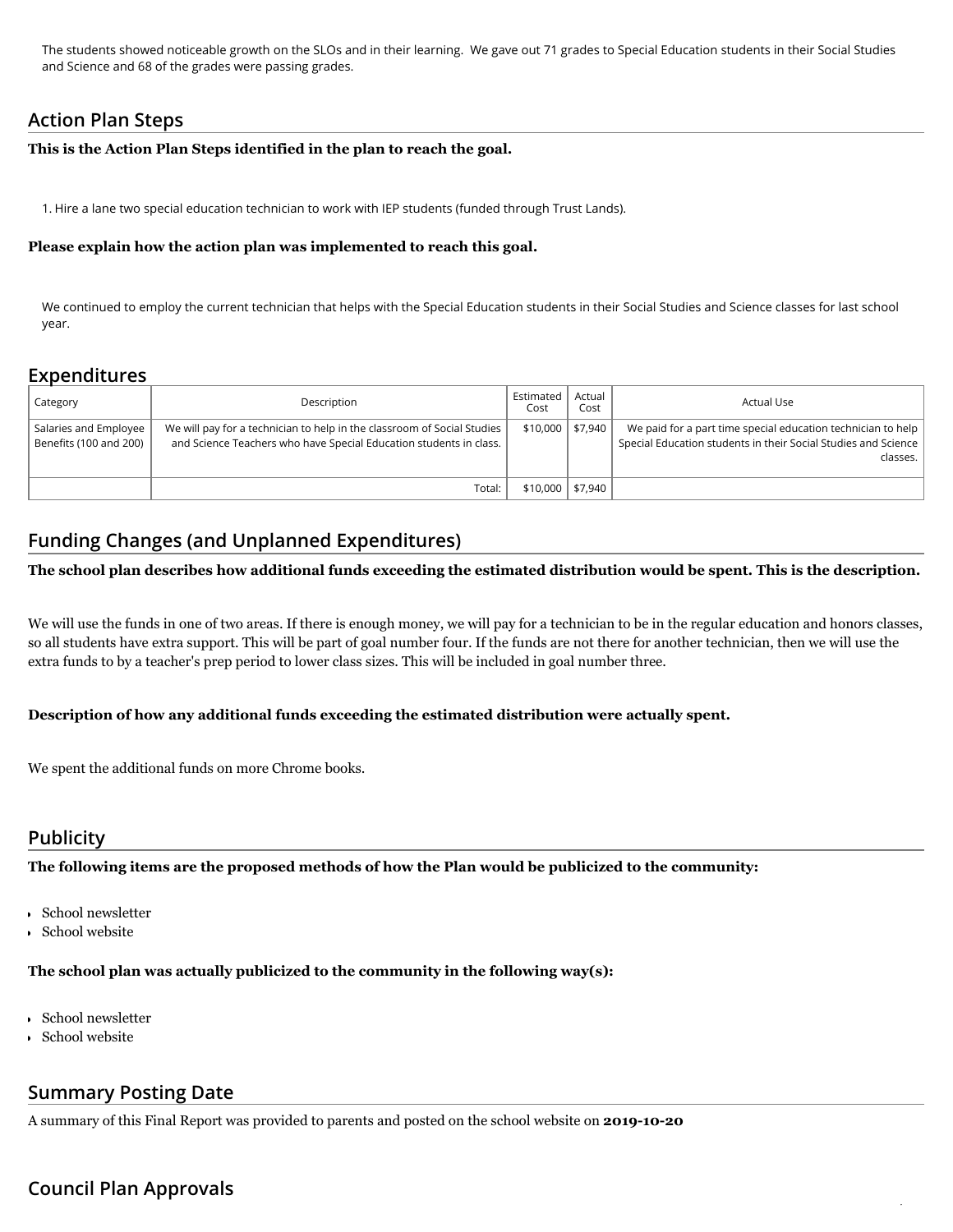The students showed noticeable growth on the SLOs and in their learning. We gave out 71 grades to Special Education students in their Social Studies and Science and 68 of the grades were passing grades.

## Action Plan Steps

**This is the Action Plan Steps identified in the plan to reach the goal.**

1. Hire a lane two special education technician to work with IEP students (funded through Trust Lands).

**Please explain how the action plan was implemented to reach this goal.**

We continued to employ the current technician that helps with the Special Education students in their Social Studies and Science classes for last school year.

## Expenditures

| Category | Description | Estimated Cost | Actual Cost | Actual Use |
|---|---|---|---|---|
| Salaries and Employee Benefits (100 and 200) | We will pay for a technician to help in the classroom of Social Studies and Science Teachers who have Special Education students in class. | $10,000 | $7,940 | We paid for a part time special education technician to help Special Education students in their Social Studies and Science classes. |
| | Total: | $10,000 | $7,940 | |

## Funding Changes (and Unplanned Expenditures)

**The school plan describes how additional funds exceeding the estimated distribution would be spent. This is the description.**

We will use the funds in one of two areas. If there is enough money, we will pay for a technician to be in the regular education and honors classes, so all students have extra support. This will be part of goal number four. If the funds are not there for another technician, then we will use the extra funds to by a teacher's prep period to lower class sizes. This will be included in goal number three.

**Description of how any additional funds exceeding the estimated distribution were actually spent.**

We spent the additional funds on more Chrome books.

## Publicity

**The following items are the proposed methods of how the Plan would be publicized to the community:**

- School newsletter
- School website

**The school plan was actually publicized to the community in the following way(s):**

- School newsletter
- School website

## Summary Posting Date

A summary of this Final Report was provided to parents and posted on the school website on **2019-10-20**

## Council Plan Approvals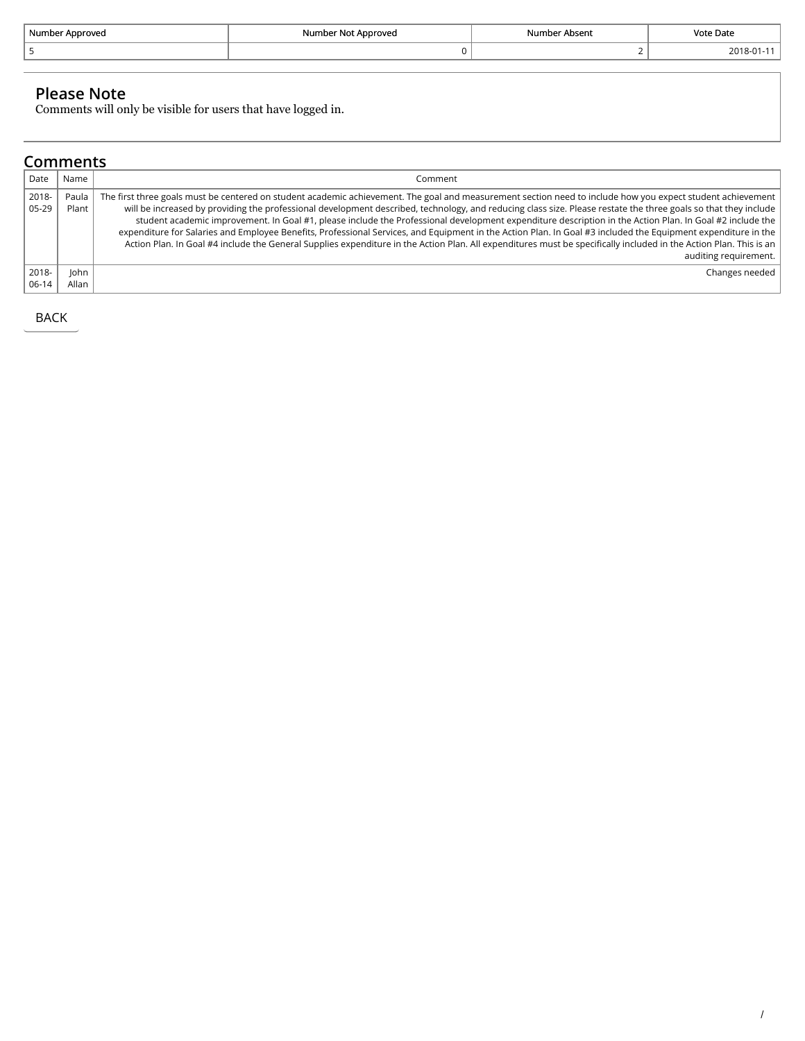| Number Approved | Number Not Approved | Number Absent | Vote Date |
| --- | --- | --- | --- |
| 5 | 0 | 2 | 2018-01-11 |

## Please Note

Comments will only be visible for users that have logged in.

## Comments

| Date | Name | Comment |
| --- | --- | --- |
| 2018-05-29 | Paula Plant | The first three goals must be centered on student academic achievement. The goal and measurement section need to include how you expect student achievement will be increased by providing the professional development described, technology, and reducing class size. Please restate the three goals so that they include student academic improvement. In Goal #1, please include the Professional development expenditure description in the Action Plan. In Goal #2 include the expenditure for Salaries and Employee Benefits, Professional Services, and Equipment in the Action Plan. In Goal #3 included the Equipment expenditure in the Action Plan. In Goal #4 include the General Supplies expenditure in the Action Plan. All expenditures must be specifically included in the Action Plan. This is an auditing requirement. |
| 2018-06-14 | John Allan | Changes needed |

BACK